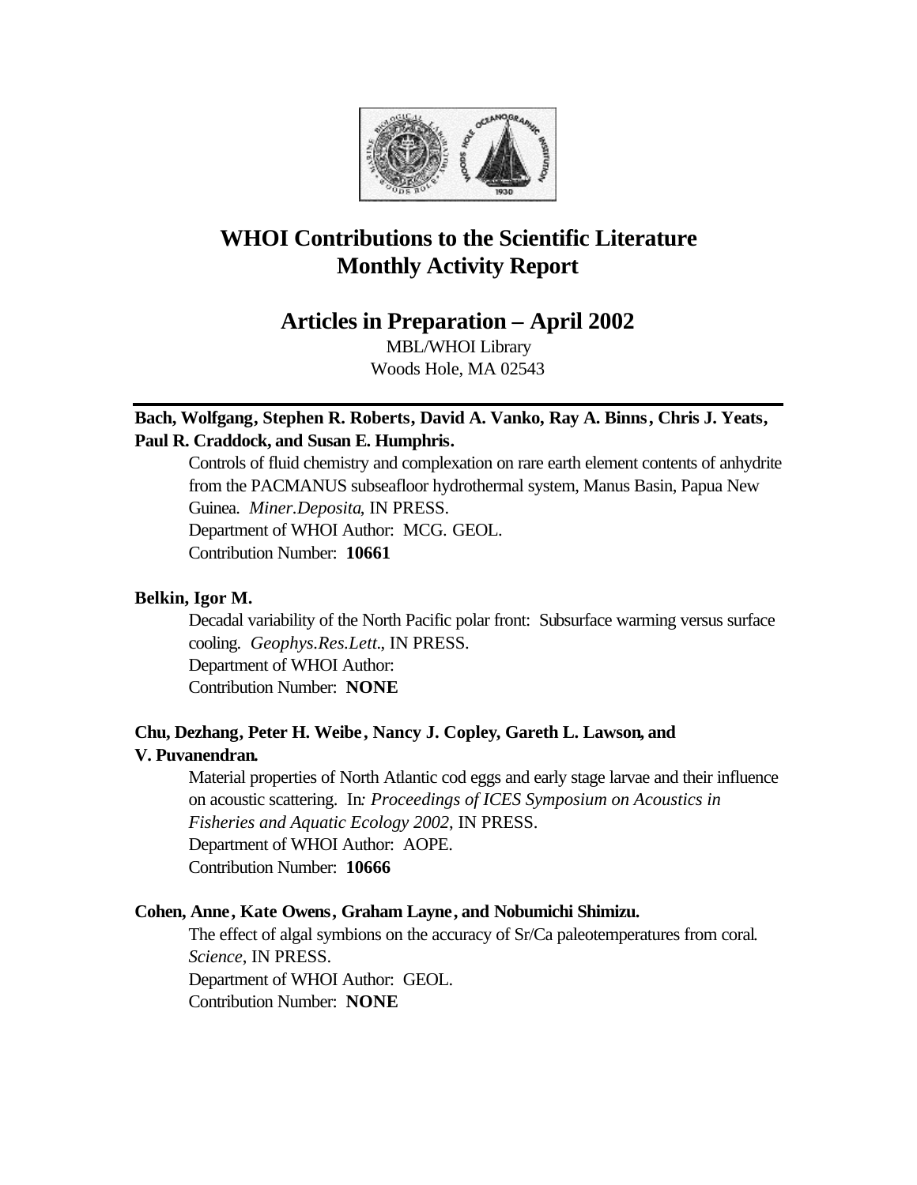# WHOI Contributions to the Scientific Literature
# Monthly Activity Report

## Articles in Preparation – April 2002

MBL/WHOI Library
Woods Hole, MA 02543

---

**Bach, Wolfgang, Stephen R. Roberts, David A. Vanko, Ray A. Binns, Chris J. Yeats, Paul R. Craddock, and Susan E. Humphris.**

Controls of fluid chemistry and complexation on rare earth element contents of anhydrite from the PACMANUS subseafloor hydrothermal system, Manus Basin, Papua New Guinea. *Miner.Deposita*, IN PRESS.
Department of WHOI Author: MCG. GEOL.
Contribution Number: **10661**

**Belkin, Igor M.**

Decadal variability of the North Pacific polar front: Subsurface warming versus surface cooling. *Geophys.Res.Lett.*, IN PRESS.
Department of WHOI Author:
Contribution Number: **NONE**

**Chu, Dezhang, Peter H. Weibe, Nancy J. Copley, Gareth L. Lawson, and V. Puvanendran.**

Material properties of North Atlantic cod eggs and early stage larvae and their influence on acoustic scattering. In*: Proceedings of ICES Symposium on Acoustics in Fisheries and Aquatic Ecology 2002*, IN PRESS.
Department of WHOI Author: AOPE.
Contribution Number: **10666**

**Cohen, Anne, Kate Owens, Graham Layne, and Nobumichi Shimizu.**

The effect of algal symbions on the accuracy of Sr/Ca paleotemperatures from coral. *Science*, IN PRESS.
Department of WHOI Author: GEOL.
Contribution Number: **NONE**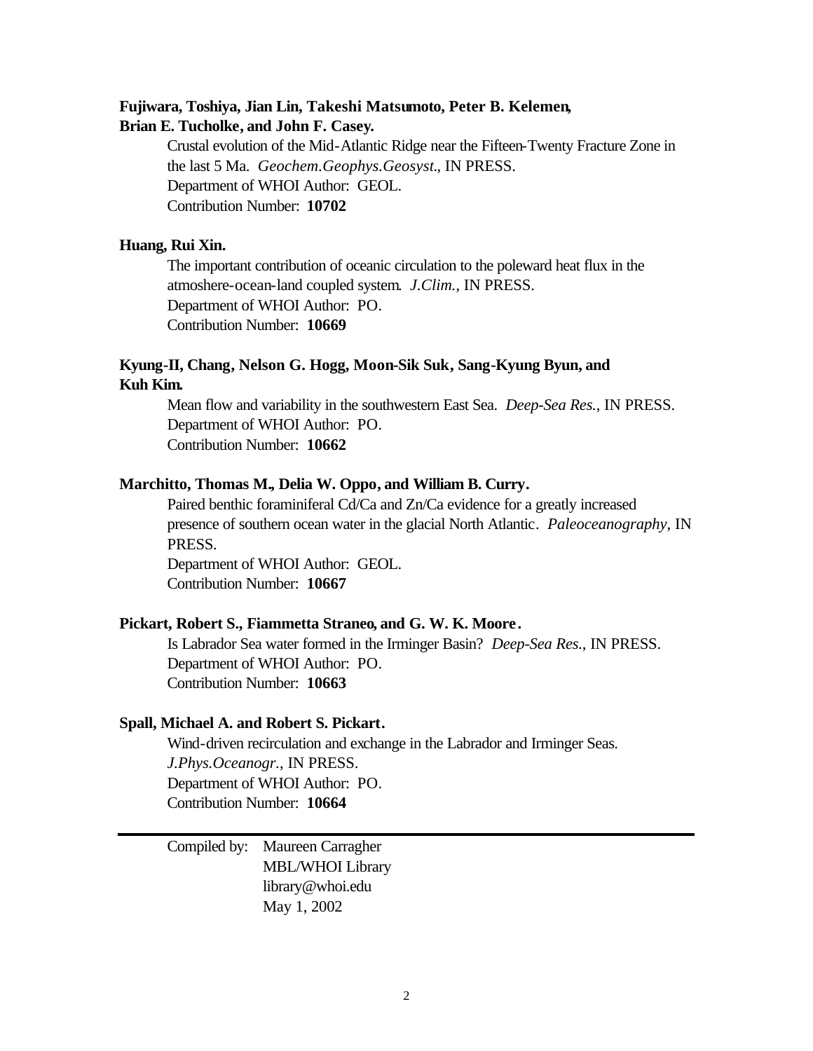**Fujiwara, Toshiya, Jian Lin, Takeshi Matsumoto, Peter B. Kelemen, Brian E. Tucholke, and John F. Casey.**

Crustal evolution of the Mid-Atlantic Ridge near the Fifteen-Twenty Fracture Zone in the last 5 Ma. *Geochem.Geophys.Geosyst.*, IN PRESS.
Department of WHOI Author: GEOL.
Contribution Number: **10702**

**Huang, Rui Xin.**

The important contribution of oceanic circulation to the poleward heat flux in the atmoshere-ocean-land coupled system. *J.Clim.*, IN PRESS.
Department of WHOI Author: PO.
Contribution Number: **10669**

**Kyung-II, Chang, Nelson G. Hogg, Moon-Sik Suk, Sang-Kyung Byun, and Kuh Kim.**

Mean flow and variability in the southwestern East Sea. *Deep-Sea Res.*, IN PRESS.
Department of WHOI Author: PO.
Contribution Number: **10662**

**Marchitto, Thomas M., Delia W. Oppo, and William B. Curry.**

Paired benthic foraminiferal Cd/Ca and Zn/Ca evidence for a greatly increased presence of southern ocean water in the glacial North Atlantic. *Paleoceanography*, IN PRESS.
Department of WHOI Author: GEOL.
Contribution Number: **10667**

**Pickart, Robert S., Fiammetta Straneo, and G. W. K. Moore.**

Is Labrador Sea water formed in the Irminger Basin? *Deep-Sea Res.*, IN PRESS.
Department of WHOI Author: PO.
Contribution Number: **10663**

**Spall, Michael A. and Robert S. Pickart.**

Wind-driven recirculation and exchange in the Labrador and Irminger Seas. *J.Phys.Oceanogr.*, IN PRESS.
Department of WHOI Author: PO.
Contribution Number: **10664**

---

Compiled by: Maureen Carragher
MBL/WHOI Library
library@whoi.edu
May 1, 2002